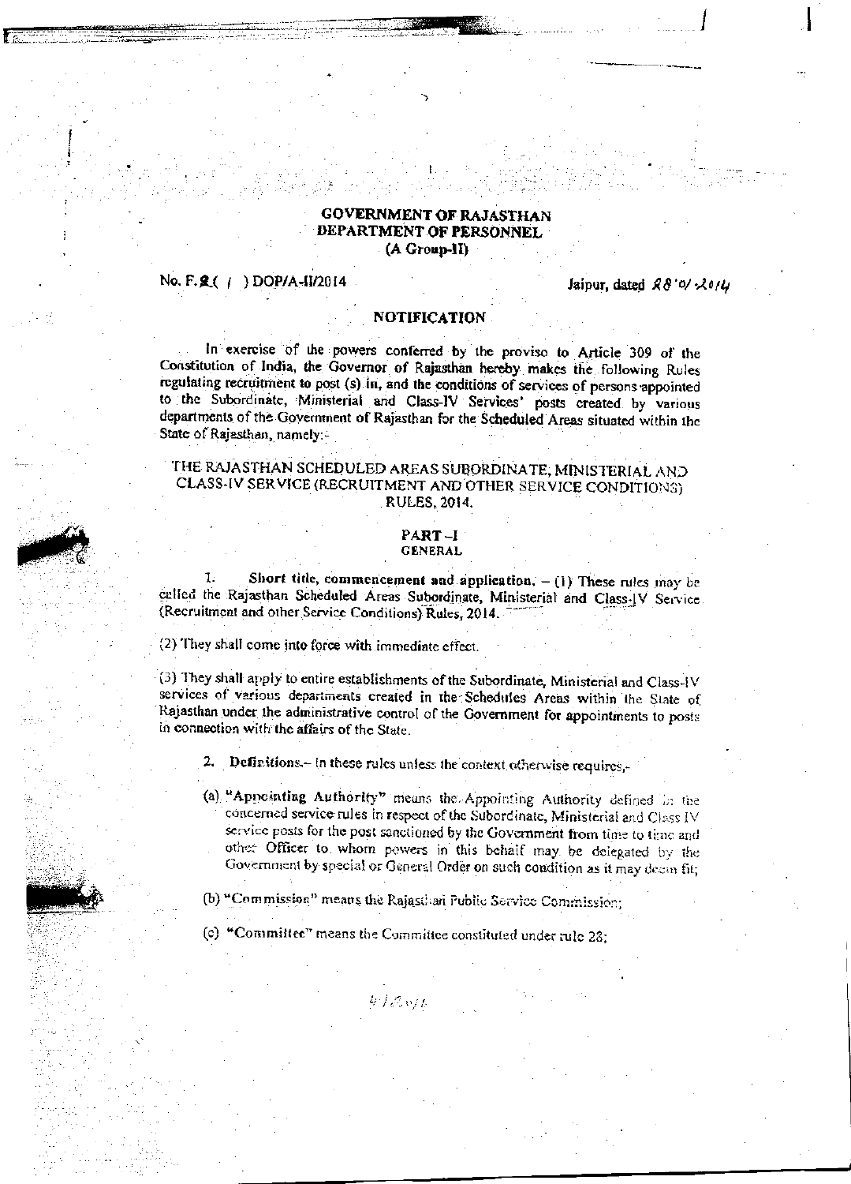**GOVERNMENT OF RAJASTHAN**
**DEPARTMENT OF PERSONNEL**
**(A Group-II)**

No. F.2( / ) DOP/A-II/2014 Jaipur, dated 28-01-2014

**NOTIFICATION**

In exercise of the powers conferred by the proviso to Article 309 of the Constitution of India, the Governor of Rajasthan hereby makes the following Rules regulating recruitment to post (s) in, and the conditions of services of persons appointed to the Subordinate, Ministerial and Class-IV Services' posts created by various departments of the Government of Rajasthan for the Scheduled Areas situated within the State of Rajasthan, namely:-

THE RAJASTHAN SCHEDULED AREAS SUBORDINATE, MINISTERIAL AND CLASS-IV SERVICE (RECRUITMENT AND OTHER SERVICE CONDITIONS) RULES, 2014.

## PART -I
### GENERAL

1. **Short title, commencement and application.** – (1) These rules may be called the Rajasthan Scheduled Areas Subordinate, Ministerial and Class-IV Service (Recruitment and other Service Conditions) Rules, 2014.

(2) They shall come into force with immediate effect.

(3) They shall apply to entire establishments of the Subordinate, Ministerial and Class-IV services of various departments created in the Schedules Areas within the State of Rajasthan under the administrative control of the Government for appointments to posts in connection with the affairs of the State.

2. **Definitions.**– In these rules unless the context otherwise requires,-

(a) **"Appointing Authority"** means the Appointing Authority defined in the concerned service rules in respect of the Subordinate, Ministerial and Class IV service posts for the post sanctioned by the Government from time to time and other Officer to whom powers in this behalf may be delegated by the Government by special or General Order on such condition as it may deem fit;

(b) **"Commission"** means the Rajasthan Public Service Commission;

(c) **"Committee"** means the Committee constituted under rule 23;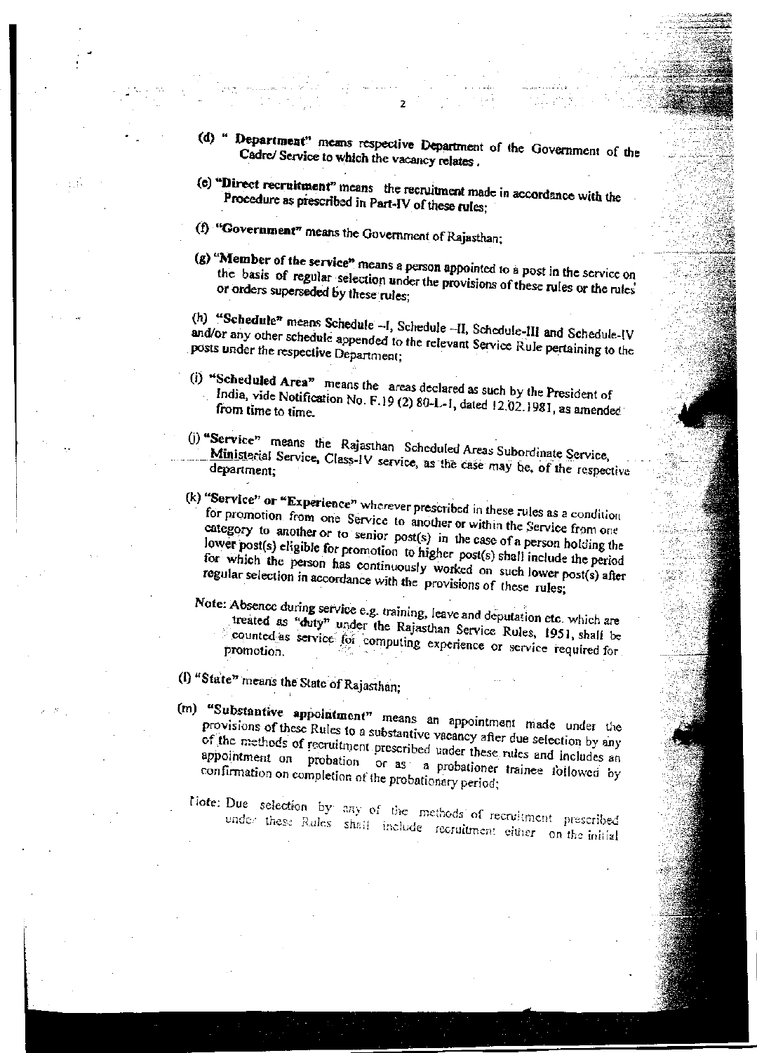(d) "**Department**" means respective Department of the Government of the Cadre/ Service to which the vacancy relates.

(e) "**Direct recruitment**" means the recruitment made in accordance with the Procedure as prescribed in Part-IV of these rules;

(f) "**Government**" means the Government of Rajasthan;

(g) "**Member of the service**" means a person appointed to a post in the service on the basis of regular selection under the provisions of these rules or the rules or orders superseded by these rules;

(h) "**Schedule**" means Schedule –I, Schedule –II, Schedule-III and Schedule-IV and/or any other schedule appended to the relevant Service Rule pertaining to the posts under the respective Department;

(i) "**Scheduled Area**" means the areas declared as such by the President of India, vide Notification No. F.19 (2) 80-L-1, dated 12.02.1981, as amended from time to time.

(j) "**Service**" means the Rajasthan Scheduled Areas Subordinate Service, Ministerial Service, Class-IV service, as the case may be, of the respective department;

(k) "**Service**" or "**Experience**" wherever prescribed in these rules as a condition for promotion from one Service to another or within the Service from one category to another or to senior post(s) in the case of a person holding the lower post(s) eligible for promotion to higher post(s) shall include the period for which the person has continuously worked on such lower post(s) after regular selection in accordance with the provisions of these rules;

Note: Absence during service e.g. training, leave and deputation etc. which are treated as "duty" under the Rajasthan Service Rules, 1951, shall be counted as service for computing experience or service required for promotion.

(l) "**State**" means the State of Rajasthan;

(m) "**Substantive appointment**" means an appointment made under the provisions of these Rules to a substantive vacancy after due selection by any of the methods of recruitment prescribed under these rules and includes an appointment on probation or as a probationer trainee followed by confirmation on completion of the probationary period;

Note: Due selection by any of the methods of recruitment prescribed under these Rules shall include recruitment either on the initial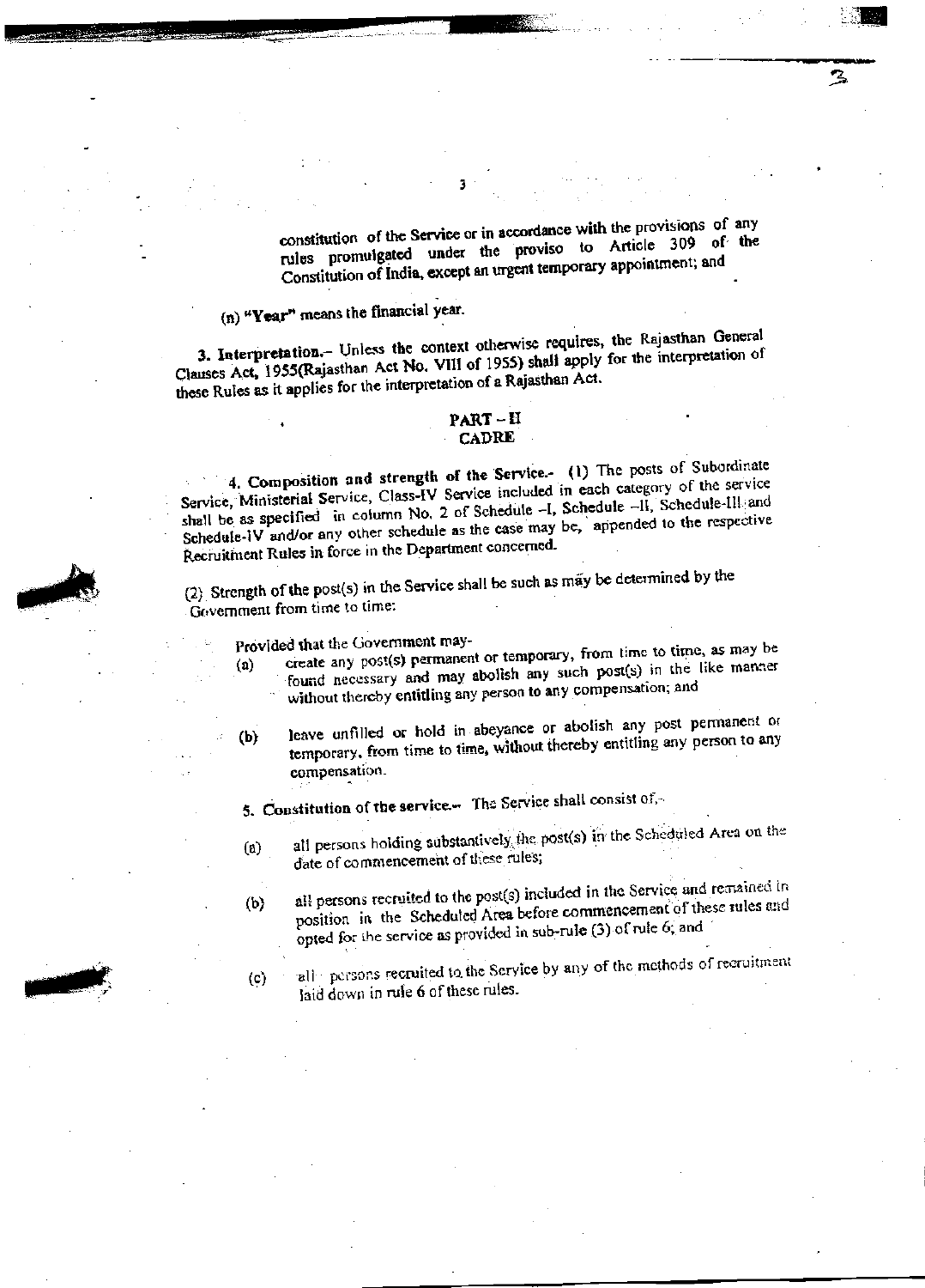constitution of the Service or in accordance with the provisions of any rules promulgated under the proviso to Article 309 of the Constitution of India, except an urgent temporary appointment; and

(n) **"Year"** means the financial year.

**3. Interpretation.**– Unless the context otherwise requires, the Rajasthan General Clauses Act, 1955(Rajasthan Act No. VIII of 1955) shall apply for the interpretation of these Rules as it applies for the interpretation of a Rajasthan Act.

## PART – II
## CADRE

**4. Composition and strength of the Service.**- (1) The posts of Subordinate Service, Ministerial Service, Class-IV Service included in each category of the service shall be as specified in column No. 2 of Schedule –I, Schedule –II, Schedule-III and Schedule-IV and/or any other schedule as the case may be, appended to the respective Recruitment Rules in force in the Department concerned.

(2) Strength of the post(s) in the Service shall be such as may be determined by the Government from time to time:

Provided that the Government may-

(a) create any post(s) permanent or temporary, from time to time, as may be found necessary and may abolish any such post(s) in the like manner without thereby entitling any person to any compensation; and

(b) leave unfilled or hold in abeyance or abolish any post permanent or temporary, from time to time, without thereby entitling any person to any compensation.

**5. Constitution of the service.**– The Service shall consist of,-

(a) all persons holding substantively the post(s) in the Scheduled Area on the date of commencement of these rules;

(b) all persons recruited to the post(s) included in the Service and remained in position in the Scheduled Area before commencement of these rules and opted for the service as provided in sub-rule (3) of rule 6; and

(c) all persons recruited to the Service by any of the methods of recruitment laid down in rule 6 of these rules.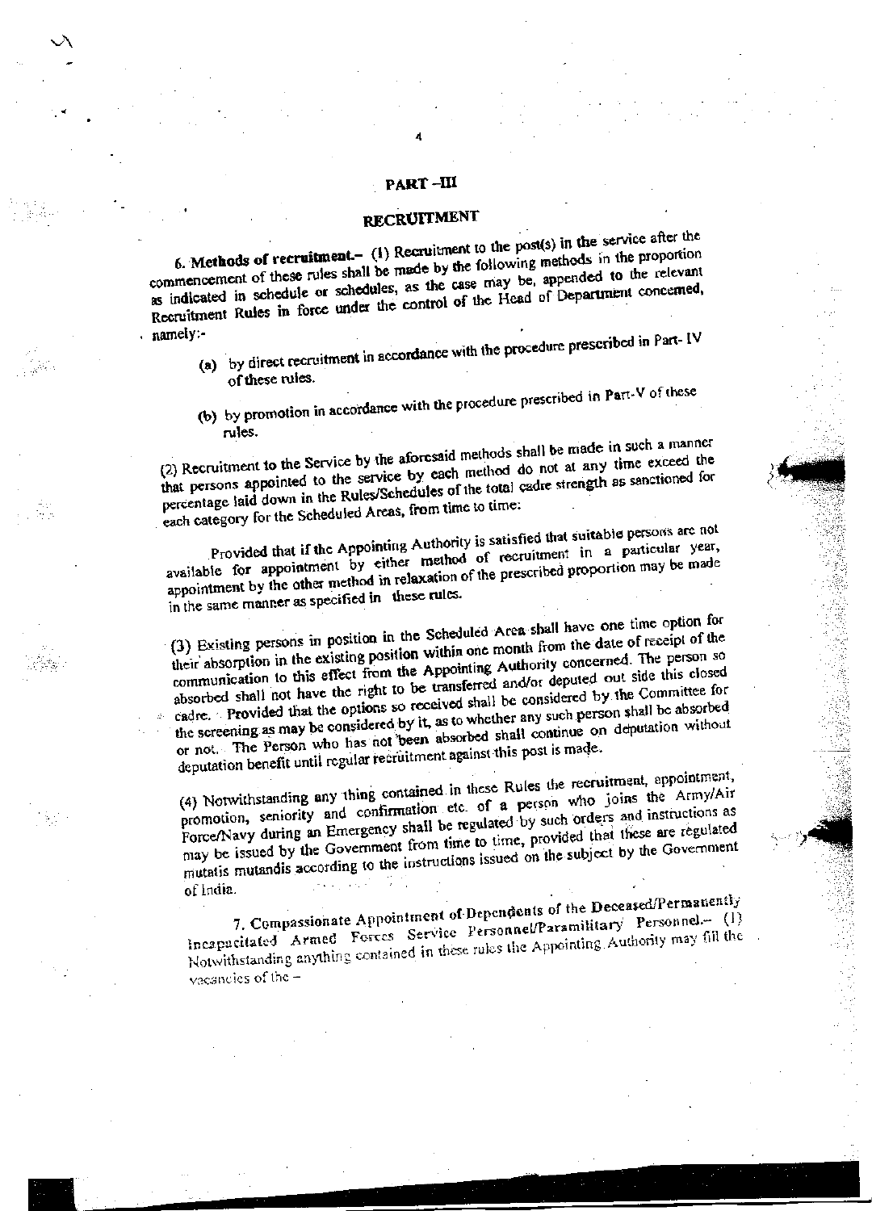## PART –III

## RECRUITMENT

**6. Methods of recruitment.–** (1) Recruitment to the post(s) in the service after the commencement of these rules shall be made by the following methods in the proportion as indicated in schedule or schedules, as the case may be, appended to the relevant Recruitment Rules in force under the control of the Head of Department concerned, namely:-

- (a) by direct recruitment in accordance with the procedure prescribed in Part- IV of these rules.
- (b) by promotion in accordance with the procedure prescribed in Part-V of these rules.

(2) Recruitment to the Service by the aforesaid methods shall be made in such a manner that persons appointed to the service by each method do not at any time exceed the percentage laid down in the Rules/Schedules of the total cadre strength as sanctioned for each category for the Scheduled Areas, from time to time:

Provided that if the Appointing Authority is satisfied that suitable persons are not available for appointment by either method of recruitment in a particular year, appointment by the other method in relaxation of the prescribed proportion may be made in the same manner as specified in these rules.

(3) Existing persons in position in the Scheduled Area shall have one time option for their absorption in the existing position within one month from the date of receipt of the communication to this effect from the Appointing Authority concerned. The person so absorbed shall not have the right to be transferred and/or deputed out side this closed cadre. Provided that the options so received shall be considered by the Committee for the screening as may be considered by it, as to whether any such person shall be absorbed or not. The Person who has not been absorbed shall continue on deputation without deputation benefit until regular recruitment against this post is made.

(4) Notwithstanding any thing contained in these Rules the recruitment, appointment, promotion, seniority and confirmation etc. of a person who joins the Army/Air Force/Navy during an Emergency shall be regulated by such orders and instructions as may be issued by the Government from time to time, provided that these are regulated mutatis mutandis according to the instructions issued on the subject by the Government of India.

**7. Compassionate Appointment of Dependents of the Deceased/Permanently Incapacitated Armed Forces Service Personnel/Paramilitary Personnel.–** (1) Notwithstanding anything contained in these rules the Appointing Authority may fill the vacancies of the –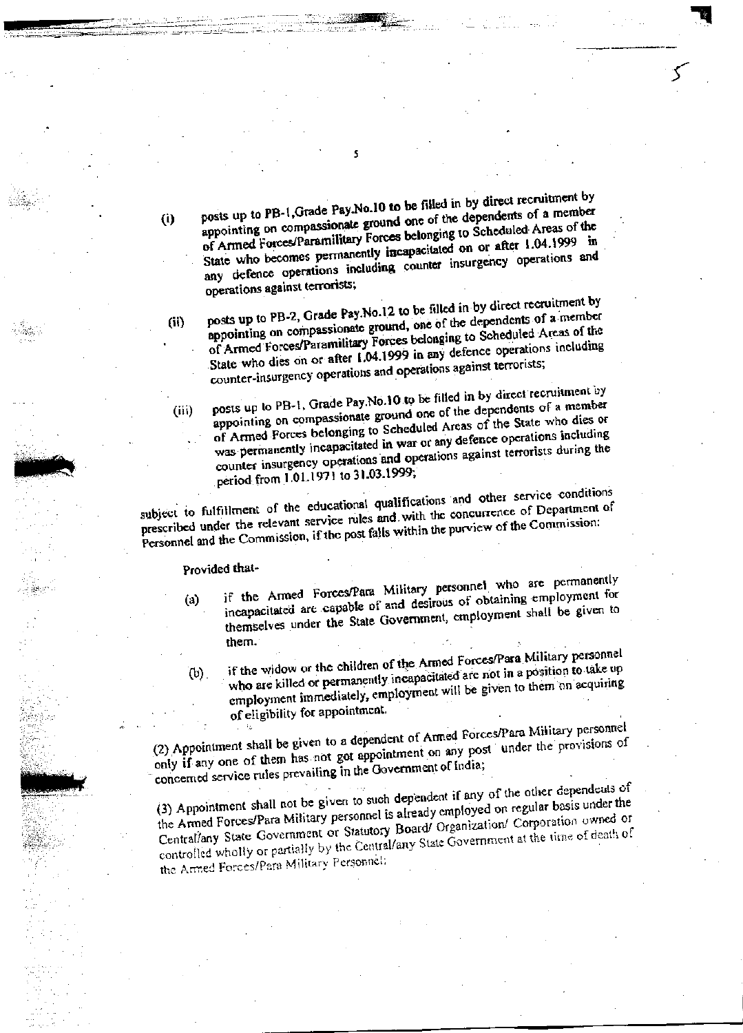(i) posts up to PB-1,Grade Pay.No.10 to be filled in by direct recruitment by appointing on compassionate ground one of the dependents of a member of Armed Forces/Paramilitary Forces belonging to Scheduled Areas of the State who becomes permanently incapacitated on or after 1.04.1999 in any defence operations including counter insurgency operations and operations against terrorists;

(ii) posts up to PB-2, Grade Pay.No.12 to be filled in by direct recruitment by appointing on compassionate ground, one of the dependents of a member of Armed Forces/Paramilitary Forces belonging to Scheduled Areas of the State who dies on or after 1.04.1999 in any defence operations including counter-insurgency operations and operations against terrorists;

(iii) posts up to PB-1, Grade Pay.No.10 to be filled in by direct recruitment by appointing on compassionate ground one of the dependents of a member of Armed Forces belonging to Scheduled Areas of the State who dies or was permanently incapacitated in war or any defence operations including counter insurgency operations and operations against terrorists during the period from 1.01.1971 to 31.03.1999;

subject to fulfillment of the educational qualifications and other service conditions prescribed under the relevant service rules and with the concurrence of Department of Personnel and the Commission, if the post falls within the purview of the Commission:

Provided that-

(a) if the Armed Forces/Para Military personnel who are permanently incapacitated are capable of and desirous of obtaining employment for themselves under the State Government, employment shall be given to them.

(b) if the widow or the children of the Armed Forces/Para Military personnel who are killed or permanently incapacitated are not in a position to take up employment immediately, employment will be given to them on acquiring of eligibility for appointment.

(2) Appointment shall be given to a dependent of Armed Forces/Para Military personnel only if any one of them has not got appointment on any post under the provisions of concerned service rules prevailing in the Government of India;

(3) Appointment shall not be given to such dependent if any of the other dependents of the Armed Forces/Para Military personnel is already employed on regular basis under the Central/any State Government or Statutory Board/ Organization/ Corporation owned or controlled wholly or partially by the Central/any State Government at the time of death of the Armed Forces/Para Military Personnel;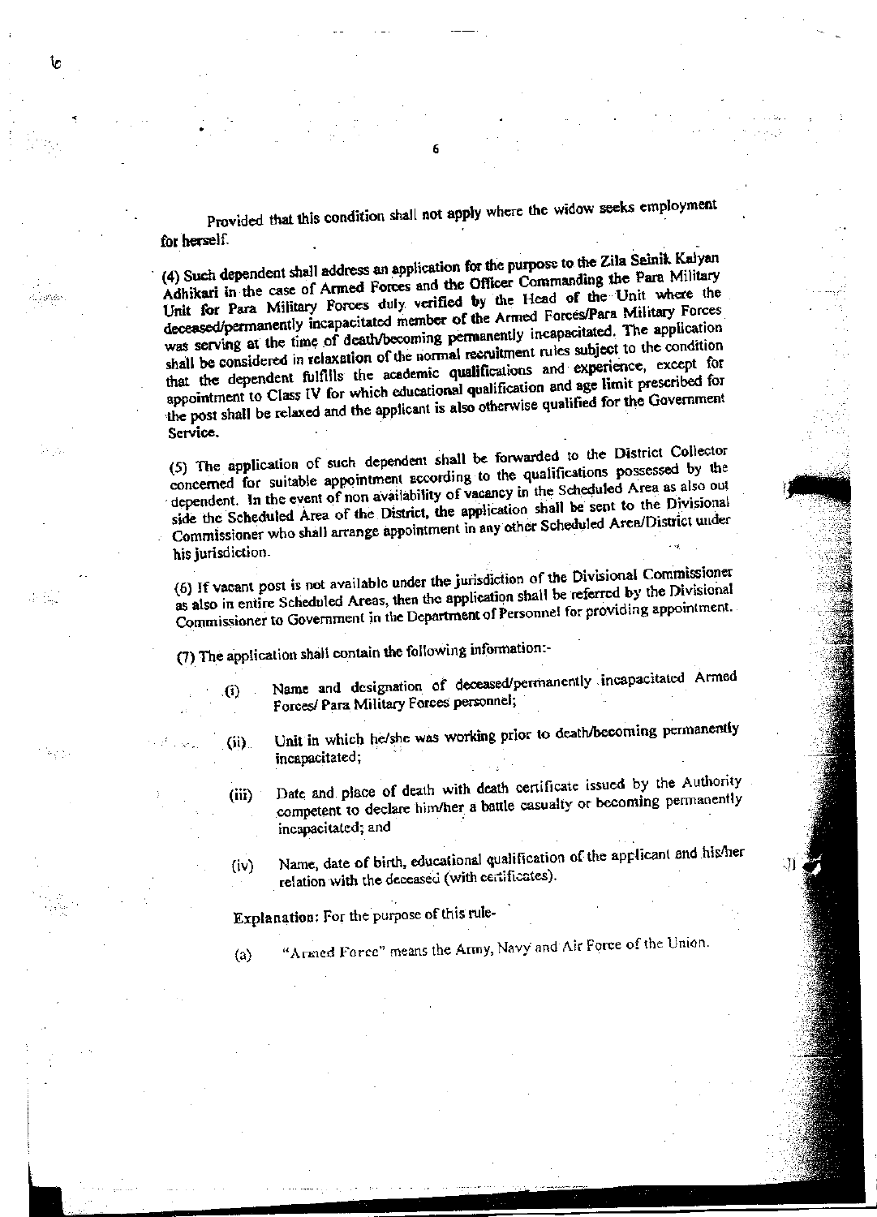Provided that this condition shall not apply where the widow seeks employment for herself.

(4) Such dependent shall address an application for the purpose to the Zila Seinik Kalyan Adhikari in the case of Armed Forces and the Officer Commanding the Para Military Unit for Para Military Forces duly verified by the Head of the Unit where the deceased/permanently incapacitated member of the Armed Forces/Para Military Forces was serving at the time of death/becoming permanently incapacitated. The application shall be considered in relaxation of the normal recruitment rules subject to the condition that the dependent fulfills the academic qualifications and experience, except for appointment to Class IV for which educational qualification and age limit prescribed for the post shall be relaxed and the applicant is also otherwise qualified for the Government Service.

(5) The application of such dependent shall be forwarded to the District Collector concerned for suitable appointment according to the qualifications possessed by the dependent. In the event of non availability of vacancy in the Scheduled Area as also out side the Scheduled Area of the District, the application shall be sent to the Divisional Commissioner who shall arrange appointment in any other Scheduled Area/District under his jurisdiction.

(6) If vacant post is not available under the jurisdiction of the Divisional Commissioner as also in entire Scheduled Areas, then the application shall be referred by the Divisional Commissioner to Government in the Department of Personnel for providing appointment.

(7) The application shall contain the following information:-

- (i) Name and designation of deceased/permanently incapacitated Armed Forces/ Para Military Forces personnel;
- (ii) Unit in which he/she was working prior to death/becoming permanently incapacitated;
- (iii) Date and place of death with death certificate issued by the Authority competent to declare him/her a battle casualty or becoming permanently incapacitated; and
- (iv) Name, date of birth, educational qualification of the applicant and his/her relation with the deceased (with certificates).

Explanation: For the purpose of this rule-

(a) "Armed Force" means the Army, Navy and Air Force of the Union.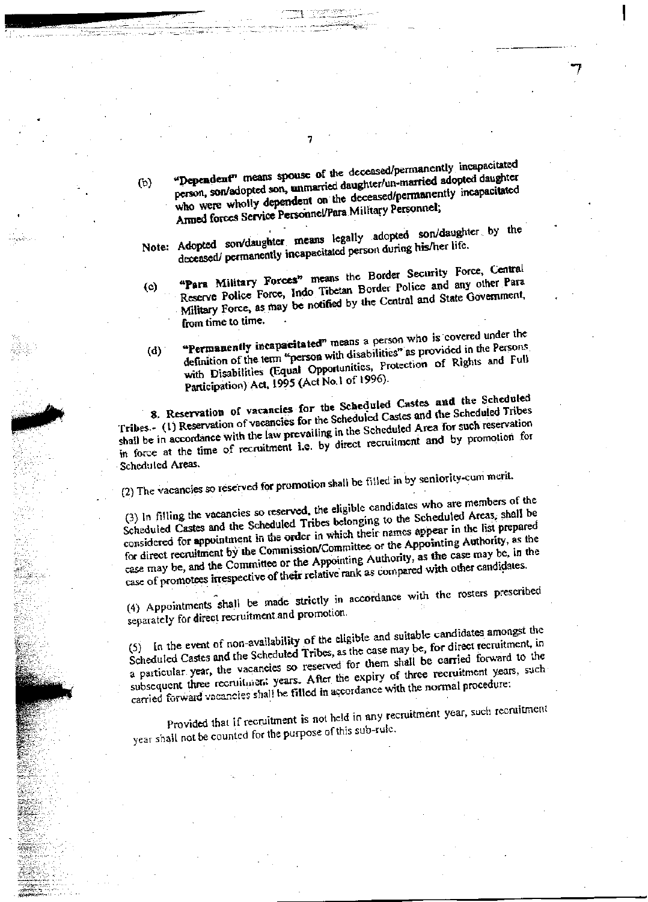(b) "Dependent" means spouse of the deceased/permanently incapacitated person, son/adopted son, unmarried daughter/un-married adopted daughter who were wholly dependent on the deceased/permanently incapacitated Armed forces Service Personnel/Para Military Personnel;

Note: Adopted son/daughter means legally adopted son/daughter by the deceased/ permanently incapacitated person during his/her life.

(c) "Para Military Forces" means the Border Security Force, Central Reserve Police Force, Indo Tibetan Border Police and any other Para Military Force, as may be notified by the Central and State Government, from time to time.

(d) "Permanently incapacitated" means a person who is covered under the definition of the term "person with disabilities" as provided in the Persons with Disabilities (Equal Opportunities, Protection of Rights and Full Participation) Act, 1995 (Act No.1 of 1996).

**8. Reservation of vacancies for the Scheduled Castes and the Scheduled Tribes.**- (1) Reservation of vacancies for the Scheduled Castes and the Scheduled Tribes shall be in accordance with the law prevailing in the Scheduled Area for such reservation in force at the time of recruitment i.e. by direct recruitment and by promotion for Scheduled Areas.

(2) The vacancies so reserved for promotion shall be filled in by seniority-cum merit.

(3) In filling the vacancies so reserved, the eligible candidates who are members of the Scheduled Castes and the Scheduled Tribes belonging to the Scheduled Areas, shall be considered for appointment in the order in which their names appear in the list prepared for direct recruitment by the Commission/Committee or the Appointing Authority, as the case may be, and the Committee or the Appointing Authority, as the case may be, in the case of promotees irrespective of their relative rank as compared with other candidates.

(4) Appointments shall be made strictly in accordance with the rosters prescribed separately for direct recruitment and promotion.

(5) In the event of non-availability of the eligible and suitable candidates amongst the Scheduled Castes and the Scheduled Tribes, as the case may be, for direct recruitment, in a particular year, the vacancies so reserved for them shall be carried forward to the subsequent three recruitment years. After the expiry of three recruitment years, such carried forward vacancies shall be filled in accordance with the normal procedure:

Provided that if recruitment is not held in any recruitment year, such recruitment year shall not be counted for the purpose of this sub-rule.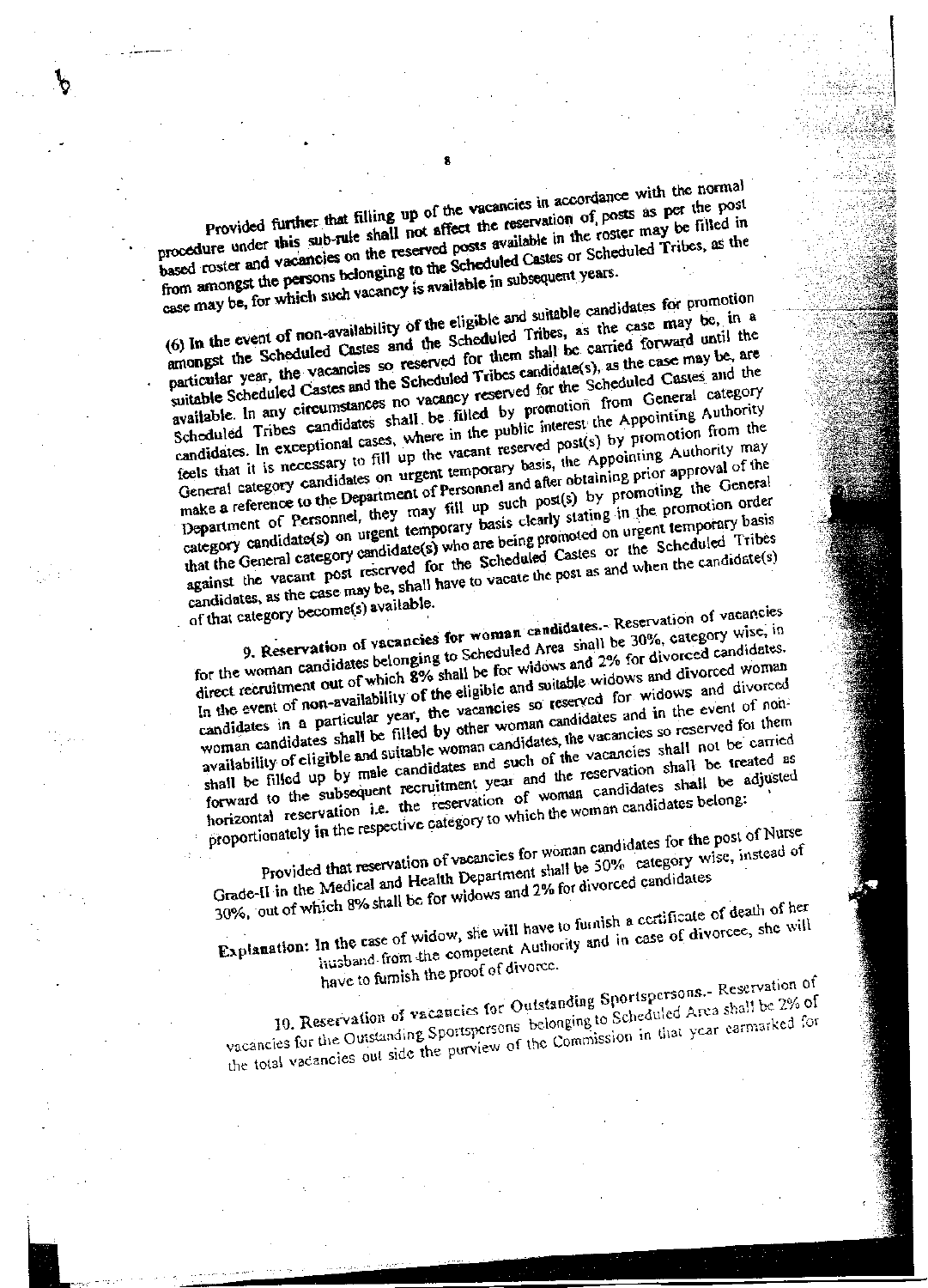Provided further that filling up of the vacancies in accordance with the normal procedure under this sub-rule shall not affect the reservation of posts as per the post based roster and vacancies on the reserved posts available in the roster may be filled in from amongst the persons belonging to the Scheduled Castes or Scheduled Tribes, as the case may be, for which such vacancy is available in subsequent years.

(6) In the event of non-availability of the eligible and suitable candidates for promotion amongst the Scheduled Castes and the Scheduled Tribes, as the case may be, in a particular year, the vacancies so reserved for them shall be carried forward until the suitable Scheduled Castes and the Scheduled Tribes candidate(s), as the case may be, are available. In any circumstances no vacancy reserved for the Scheduled Castes and the Scheduled Tribes candidates shall be filled by promotion from General category candidates. In exceptional cases, where in the public interest the Appointing Authority feels that it is necessary to fill up the vacant reserved post(s) by promotion from the General category candidates on urgent temporary basis, the Appointing Authority may make a reference to the Department of Personnel and after obtaining prior approval of the Department of Personnel, they may fill up such post(s) by promoting the General category candidate(s) on urgent temporary basis clearly stating in the promotion order that the General category candidate(s) who are being promoted on urgent temporary basis against the vacant post reserved for the Scheduled Castes or the Scheduled Tribes candidates, as the case may be, shall have to vacate the post as and when the candidate(s) of that category become(s) available.

**9. Reservation of vacancies for woman candidates.**- Reservation of vacancies for the woman candidates belonging to Scheduled Area shall be 30%, category wise, in direct recruitment out of which 8% shall be for widows and 2% for divorced candidates. In the event of non-availability of the eligible and suitable widows and divorced woman candidates in a particular year, the vacancies so reserved for widows and divorced candidates shall be filled by other woman candidates and in the event of non-availability of eligible and suitable woman candidates, the vacancies so reserved for them shall be filled up by male candidates and such of the vacancies shall not be carried forward to the subsequent recruitment year and the reservation shall be treated as horizontal reservation i.e. the reservation of woman candidates shall be adjusted proportionately in the respective category to which the woman candidates belong:

Provided that reservation of vacancies for woman candidates for the post of Nurse Grade-II in the Medical and Health Department shall be 50% category wise, instead of 30%, out of which 8% shall be for widows and 2% for divorced candidates

**Explanation:** In the case of widow, she will have to furnish a certificate of death of her husband from the competent Authority and in case of divorcee, she will have to furnish the proof of divorce.

**10. Reservation of vacancies for Outstanding Sportspersons.**- Reservation of vacancies for the Outstanding Sportspersons belonging to Scheduled Area shall be 2% of the total vacancies out side the purview of the Commission in that year earmarked for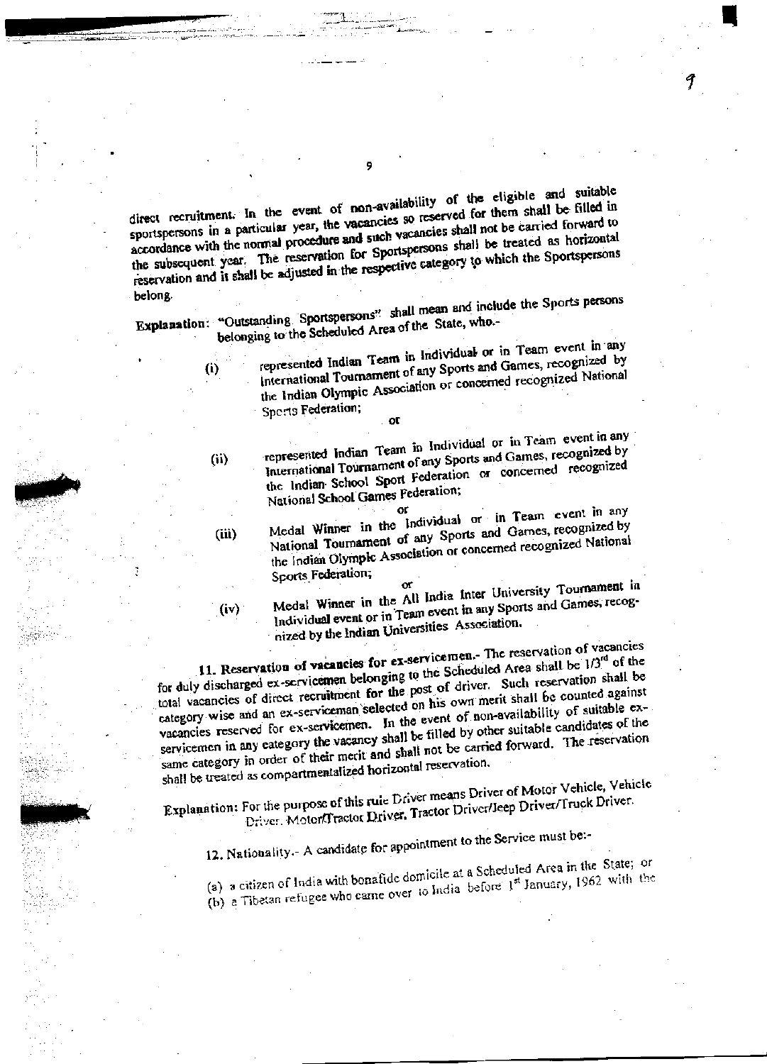direct recruitment. In the event of non-availability of the eligible and suitable sportspersons in a particular year, the vacancies so reserved for them shall be filled in accordance with the normal procedure and such vacancies shall not be carried forward to the subsequent year. The reservation for Sportspersons shall be treated as horizontal reservation and it shall be adjusted in the respective category to which the Sportspersons belong.

**Explanation:** "Outstanding Sportspersons" shall mean and include the Sports persons belonging to the Scheduled Area of the State, who.-

(i) represented Indian Team in Individual or in Team event in any International Tournament of any Sports and Games, recognized by the Indian Olympic Association or concerned recognized National Sports Federation;

or

(ii) represented Indian Team in Individual or in Team event in any International Tournament of any Sports and Games, recognized by the Indian School Sport Federation or concerned recognized National School Games Federation;

or

(iii) Medal Winner in the Individual or in Team event in any National Tournament of any Sports and Games, recognized by the Indian Olympic Association or concerned recognized National Sports Federation;

or

(iv) Medal Winner in the All India Inter University Tournament in Individual event or in Team event in any Sports and Games, recognized by the Indian Universities Association.

**11. Reservation of vacancies for ex-servicemen.-** The reservation of vacancies for duly discharged ex-servicemen belonging to the Scheduled Area shall be 1/3rd of the total vacancies of direct recruitment for the post of driver. Such reservation shall be category wise and an ex-serviceman selected on his own merit shall be counted against vacancies reserved for ex-servicemen. In the event of non-availability of suitable ex-servicemen in any category the vacancy shall be filled by other suitable candidates of the same category in order of their merit and shall not be carried forward. The reservation shall be treated as compartmentalized horizontal reservation.

**Explanation:** For the purpose of this rule Driver means Driver of Motor Vehicle, Vehicle Driver. Motor/Tractor Driver, Tractor Driver/Jeep Driver/Truck Driver.

**12. Nationality.-** A candidate for appointment to the Service must be:-

(a) a citizen of India with bonafide domicile at a Scheduled Area in the State; or

(b) a Tibetan refugee who came over to India before 1st January, 1962 with the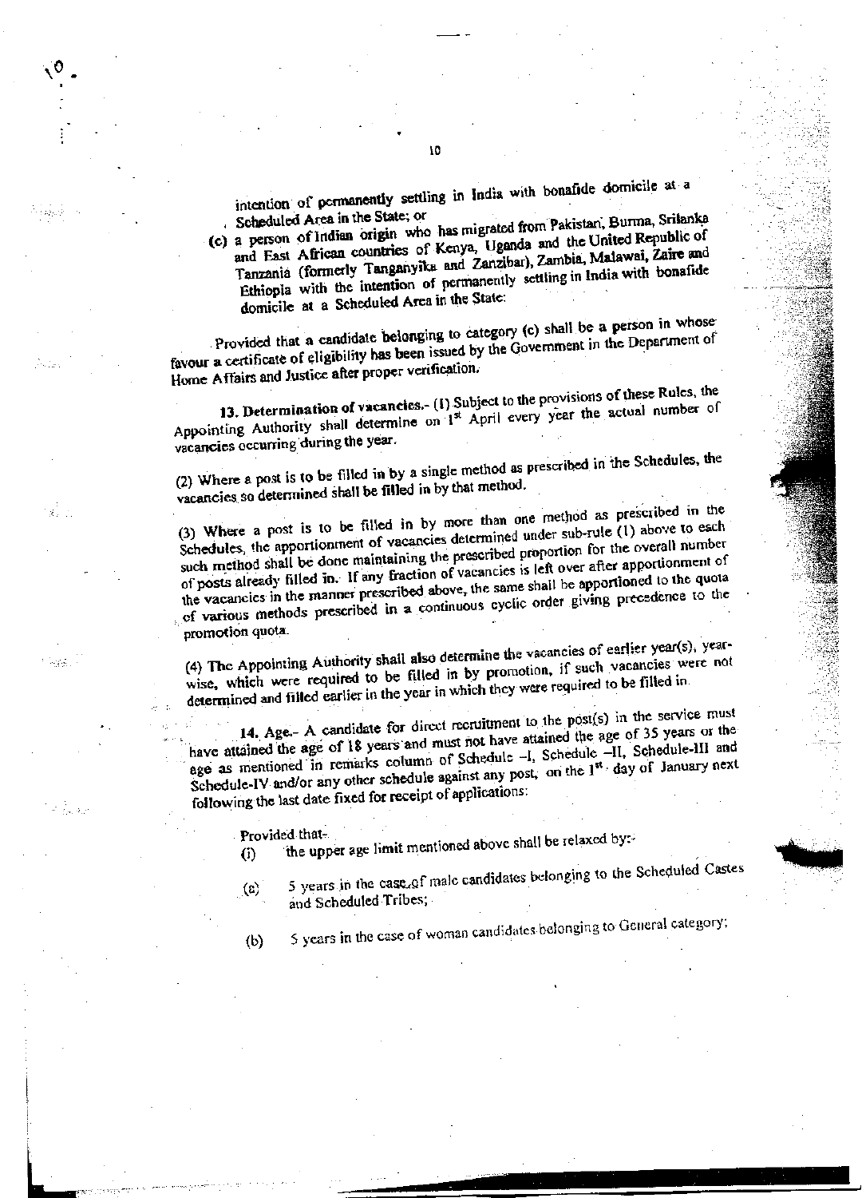intention of permanently settling in India with bonafide domicile at a Scheduled Area in the State; or

(c) a person of Indian origin who has migrated from Pakistan, Burma, Srilanka and East African countries of Kenya, Uganda and the United Republic of Tanzania (formerly Tanganyika and Zanzibar), Zambia, Malawai, Zaire and Ethiopia with the intention of permanently settling in India with bonafide domicile at a Scheduled Area in the State:

Provided that a candidate belonging to category (c) shall be a person in whose favour a certificate of eligibility has been issued by the Government in the Department of Home Affairs and Justice after proper verification.

**13. Determination of vacancies.**- (1) Subject to the provisions of these Rules, the Appointing Authority shall determine on 1st April every year the actual number of vacancies occurring during the year.

(2) Where a post is to be filled in by a single method as prescribed in the Schedules, the vacancies so determined shall be filled in by that method.

(3) Where a post is to be filled in by more than one method as prescribed in the Schedules, the apportionment of vacancies determined under sub-rule (1) above to each such method shall be done maintaining the prescribed proportion for the overall number of posts already filled in. If any fraction of vacancies is left over after apportionment of the vacancies in the manner prescribed above, the same shall be apportioned to the quota of various methods prescribed in a continuous cyclic order giving precedence to the promotion quota.

(4) The Appointing Authority shall also determine the vacancies of earlier year(s), year-wise, which were required to be filled in by promotion, if such vacancies were not determined and filled earlier in the year in which they were required to be filled in.

**14. Age.**- A candidate for direct recruitment to the post(s) in the service must have attained the age of 18 years and must not have attained the age of 35 years or the age as mentioned in remarks column of Schedule -I, Schedule -II, Schedule-III and Schedule-IV and/or any other schedule against any post, on the 1st day of January next following the last date fixed for receipt of applications:

Provided that-

(i) the upper age limit mentioned above shall be relaxed by:-

(a) 5 years in the case of male candidates belonging to the Scheduled Castes and Scheduled Tribes;

(b) 5 years in the case of woman candidates belonging to General category;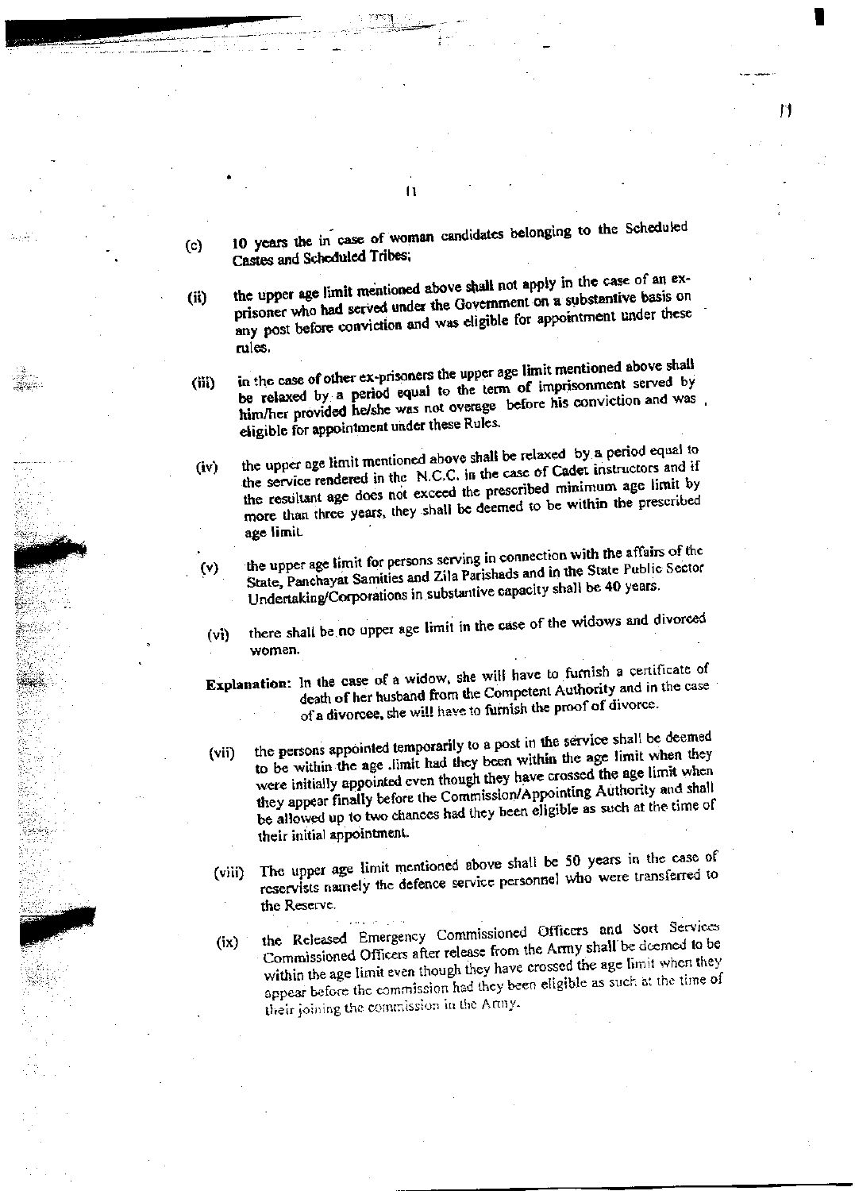(c) 10 years the in case of woman candidates belonging to the Scheduled Castes and Scheduled Tribes;

(ii) the upper age limit mentioned above shall not apply in the case of an ex-prisoner who had served under the Government on a substantive basis on any post before conviction and was eligible for appointment under these rules.

(iii) in the case of other ex-prisoners the upper age limit mentioned above shall be relaxed by a period equal to the term of imprisonment served by him/her provided he/she was not overage before his conviction and was, eligible for appointment under these Rules.

(iv) the upper age limit mentioned above shall be relaxed by a period equal to the service rendered in the N.C.C. in the case of Cadet instructors and if the resultant age does not exceed the prescribed minimum age limit by more than three years, they shall be deemed to be within the prescribed age limit.

(v) the upper age limit for persons serving in connection with the affairs of the State, Panchayat Samities and Zila Parishads and in the State Public Sector Undertaking/Corporations in substantive capacity shall be 40 years.

(vi) there shall be no upper age limit in the case of the widows and divorced women.

**Explanation:** In the case of a widow, she will have to furnish a certificate of death of her husband from the Competent Authority and in the case of a divorcee, she will have to furnish the proof of divorce.

(vii) the persons appointed temporarily to a post in the service shall be deemed to be within the age limit had they been within the age limit when they were initially appointed even though they have crossed the age limit when they appear finally before the Commission/Appointing Authority and shall be allowed up to two chances had they been eligible as such at the time of their initial appointment.

(viii) The upper age limit mentioned above shall be 50 years in the case of reservists namely the defence service personnel who were transferred to the Reserve.

(ix) the Released Emergency Commissioned Officers and Sort Services Commissioned Officers after release from the Army shall be deemed to be within the age limit even though they have crossed the age limit when they appear before the commission had they been eligible as such at the time of their joining the commission in the Army.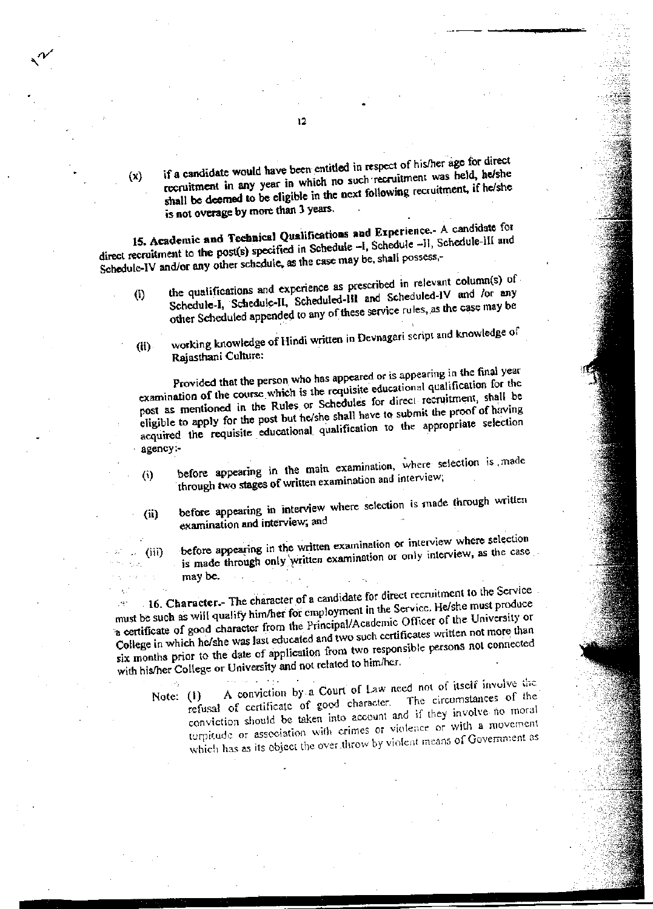(x) if a candidate would have been entitled in respect of his/her age for direct recruitment in any year in which no such recruitment was held, he/she shall be deemed to be eligible in the next following recruitment, if he/she is not overage by more than 3 years.

**15. Academic and Technical Qualifications and Experience.-** A candidate for direct recruitment to the post(s) specified in Schedule –I, Schedule –II, Schedule-III and Schedule-IV and/or any other schedule, as the case may be, shall possess,-

(i) the qualifications and experience as prescribed in relevant column(s) of Schedule-I, Schedule-II, Scheduled-III and Scheduled-IV and /or any other Scheduled appended to any of these service rules, as the case may be

(ii) working knowledge of Hindi written in Devnagari script and knowledge of Rajasthani Culture:

Provided that the person who has appeared or is appearing in the final year examination of the course which is the requisite educational qualification for the post as mentioned in the Rules or Schedules for direct recruitment, shall be eligible to apply for the post but he/she shall have to submit the proof of having acquired the requisite educational qualification to the appropriate selection agency:-

(i) before appearing in the main examination, where selection is made through two stages of written examination and interview;

(ii) before appearing in interview where selection is made through written examination and interview; and

(iii) before appearing in the written examination or interview where selection is made through only written examination or only interview, as the case may be.

**16. Character.-** The character of a candidate for direct recruitment to the Service must be such as will qualify him/her for employment in the Service. He/she must produce a certificate of good character from the Principal/Academic Officer of the University or College in which he/she was last educated and two such certificates written not more than six months prior to the date of application from two responsible persons not connected with his/her College or University and not related to him/her.

Note: (1) A conviction by a Court of Law need not of itself involve the refusal of certificate of good character. The circumstances of the conviction should be taken into account and if they involve no moral turpitude or association with crimes or violence or with a movement which has as its object the over throw by violent means of Government as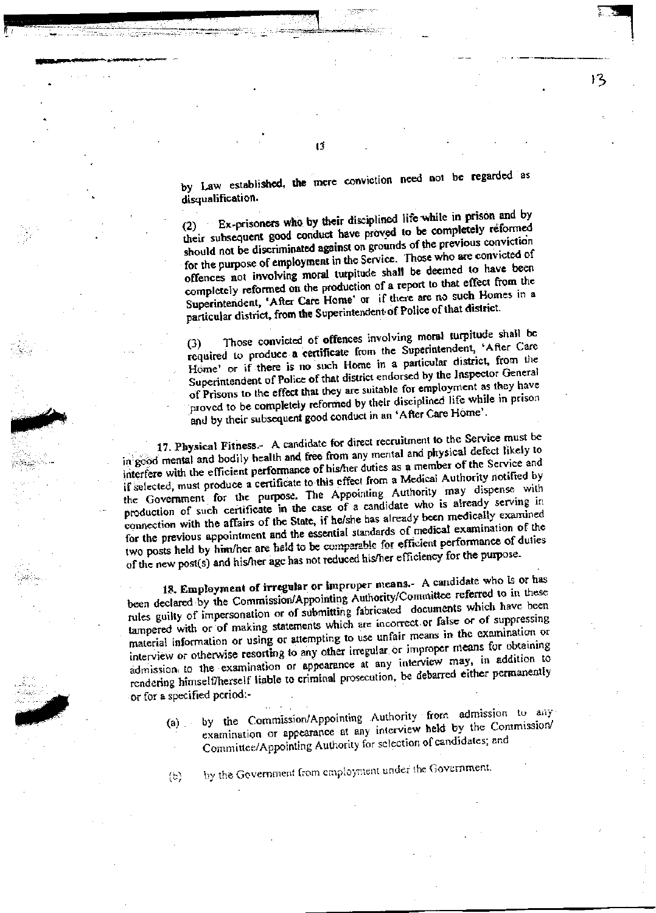by Law established, the mere conviction need not be regarded as disqualification.

(2) Ex-prisoners who by their disciplined life while in prison and by their subsequent good conduct have proved to be completely reformed should not be discriminated against on grounds of the previous conviction for the purpose of employment in the Service. Those who are convicted of offences not involving moral turpitude shall be deemed to have been completely reformed on the production of a report to that effect from the Superintendent, 'After Care Home' or if there are no such Homes in a particular district, from the Superintendent of Police of that district.

(3) Those convicted of offences involving moral turpitude shall be required to produce a certificate from the Superintendent, 'After Care Home' or if there is no such Home in a particular district, from the Superintendent of Police of that district endorsed by the Inspector General of Prisons to the effect that they are suitable for employment as they have proved to be completely reformed by their disciplined life while in prison and by their subsequent good conduct in an 'After Care Home'.

**17. Physical Fitness.-** A candidate for direct recruitment to the Service must be in good mental and bodily health and free from any mental and physical defect likely to interfere with the efficient performance of his/her duties as a member of the Service and if selected, must produce a certificate to this effect from a Medical Authority notified by the Government for the purpose. The Appointing Authority may dispense with production of such certificate in the case of a candidate who is already serving in connection with the affairs of the State, if he/she has already been medically examined for the previous appointment and the essential standards of medical examination of the two posts held by him/her are held to be comparable for efficient performance of duties of the new post(s) and his/her age has not reduced his/her efficiency for the purpose.

**18. Employment of irregular or improper means.-** A candidate who is or has been declared by the Commission/Appointing Authority/Committee referred to in these rules guilty of impersonation or of submitting fabricated documents which have been tampered with or of making statements which are incorrect or false or of suppressing material information or using or attempting to use unfair means in the examination or interview or otherwise resorting to any other irregular or improper means for obtaining admission to the examination or appearance at any interview may, in addition to rendering himself/herself liable to criminal prosecution, be debarred either permanently or for a specified period:-

(a) by the Commission/Appointing Authority from admission to any examination or appearance at any interview held by the Commission/Committee/Appointing Authority for selection of candidates; and

(b) by the Government from employment under the Government.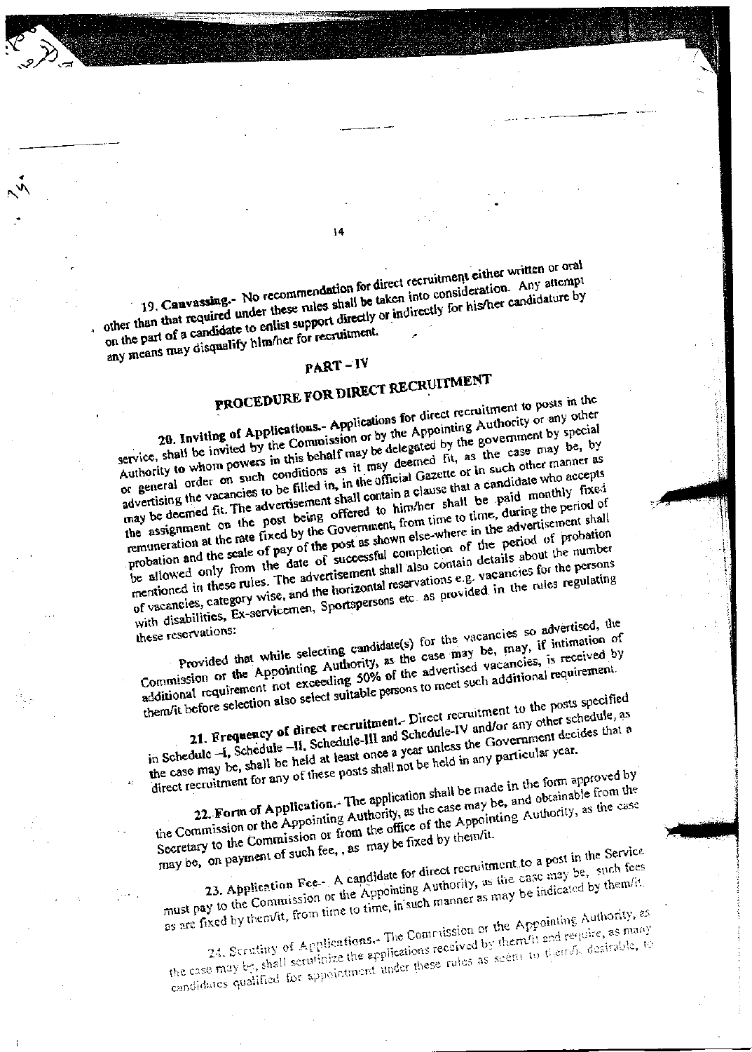**19. Canvassing.-** No recommendation for direct recruitment either written or oral other than that required under these rules shall be taken into consideration. Any attempt on the part of a candidate to enlist support directly or indirectly for his/her candidature by any means may disqualify him/her for recruitment.

## PART – IV

## PROCEDURE FOR DIRECT RECRUITMENT

**20. Inviting of Applications.-** Applications for direct recruitment to posts in the service, shall be invited by the Commission or by the Appointing Authority or any other Authority to whom powers in this behalf may be delegated by the government by special or general order on such conditions as it may deemed fit, as the case may be, by advertising the vacancies to be filled in, in the official Gazette or in such other manner as may be deemed fit. The advertisement shall contain a clause that a candidate who accepts the assignment on the post being offered to him/her shall be paid monthly fixed remuneration at the rate fixed by the Government, from time to time, during the period of probation and the scale of pay of the post as shown else-where in the advertisement shall be allowed only from the date of successful completion of the period of probation mentioned in these rules. The advertisement shall also contain details about the number of vacancies, category wise, and the horizontal reservations e.g. vacancies for the persons with disabilities, Ex-servicemen, Sportspersons etc. as provided in the rules regulating these reservations:

Provided that while selecting candidate(s) for the vacancies so advertised, the Commission or the Appointing Authority, as the case may be, may, if intimation of additional requirement not exceeding 50% of the advertised vacancies, is received by them/it before selection also select suitable persons to meet such additional requirement.

**21. Frequency of direct recruitment.-** Direct recruitment to the posts specified in Schedule –I, Schedule –II, Schedule-III and Schedule-IV and/or any other schedule, as the case may be, shall be held at least once a year unless the Government decides that a direct recruitment for any of these posts shall not be held in any particular year.

**22. Form of Application.-** The application shall be made in the form approved by the Commission or the Appointing Authority, as the case may be, and obtainable from the Secretary to the Commission or from the office of the Appointing Authority, as the case may be, on payment of such fee, , as may be fixed by them/it.

**23. Application Fee.-** A candidate for direct recruitment to a post in the Service must pay to the Commission or the Appointing Authority, as the case may be, such fees as are fixed by them/it, from time to time, in such manner as may be indicated by them/it.

**24. Scrutiny of Applications.-** The Commission or the Appointing Authority, as the case may be, shall scrutinize the applications received by them/it and require, as many candidates qualified for appointment under these rules as seem to them/it desirable, to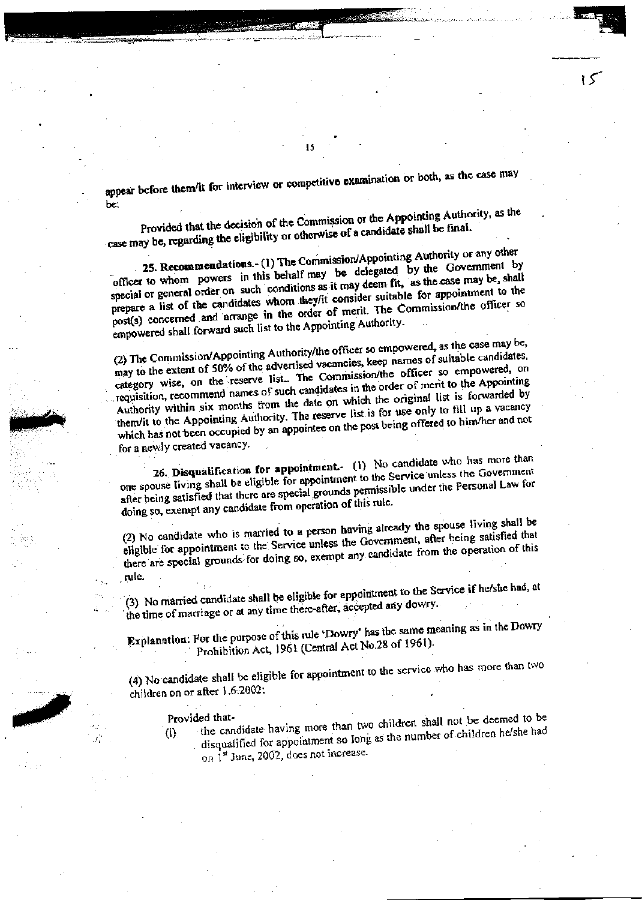appear before them/it for interview or competitive examination or both, as the case may be:

Provided that the decision of the Commission or the Appointing Authority, as the case may be, regarding the eligibility or otherwise of a candidate shall be final.

**25. Recommendations.-** (1) The Commission/Appointing Authority or any other officer to whom powers in this behalf may be delegated by the Government by special or general order on such conditions as it may deem fit, as the case may be, shall prepare a list of the candidates whom they/it consider suitable for appointment to the post(s) concerned and arrange in the order of merit. The Commission/the officer so empowered shall forward such list to the Appointing Authority.

(2) The Commission/Appointing Authority/the officer so empowered, as the case may be, may to the extent of 50% of the advertised vacancies, keep names of suitable candidates, category wise, on the reserve list. The Commission/the officer so empowered, on requisition, recommend names of such candidates in the order of merit to the Appointing Authority within six months from the date on which the original list is forwarded by them/it to the Appointing Authority. The reserve list is for use only to fill up a vacancy which has not been occupied by an appointee on the post being offered to him/her and not for a newly created vacancy.

**26. Disqualification for appointment.-** (1) No candidate who has more than one spouse living shall be eligible for appointment to the Service unless the Government after being satisfied that there are special grounds permissible under the Personal Law for doing so, exempt any candidate from operation of this rule.

(2) No candidate who is married to a person having already the spouse living shall be eligible for appointment to the Service unless the Government, after being satisfied that there are special grounds for doing so, exempt any candidate from the operation of this rule.

(3) No married candidate shall be eligible for appointment to the Service if he/she had, at the time of marriage or at any time there-after, accepted any dowry.

**Explanation:** For the purpose of this rule 'Dowry' has the same meaning as in the Dowry Prohibition Act, 1961 (Central Act No.28 of 1961).

(4) No candidate shall be eligible for appointment to the service who has more than two children on or after 1.6.2002:

Provided that-

(i) the candidate having more than two children shall not be deemed to be disqualified for appointment so long as the number of children he/she had on 1st June, 2002, does not increase.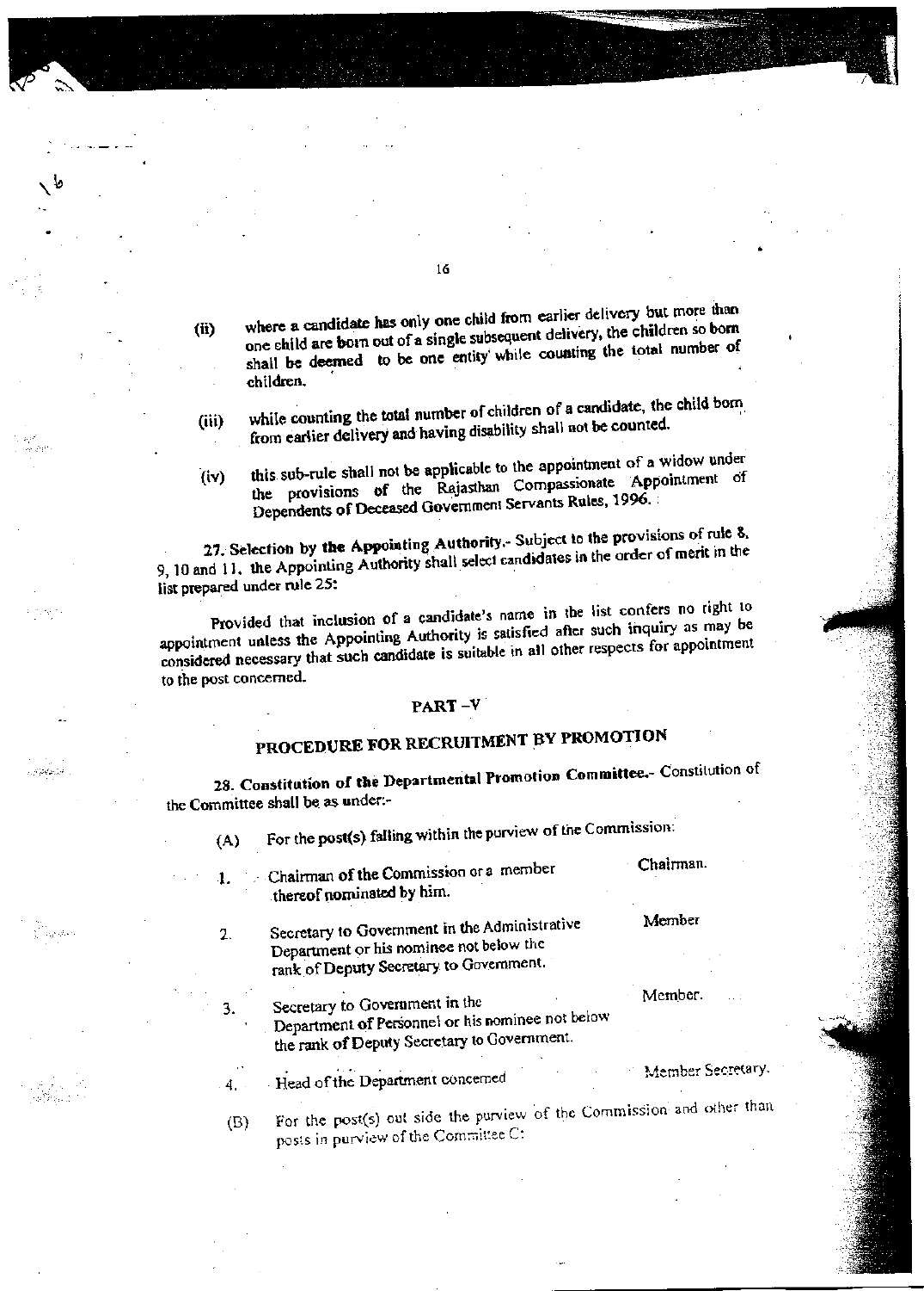(ii) where a candidate has only one child from earlier delivery but more than one child are born out of a single subsequent delivery, the children so born shall be deemed to be one entity while counting the total number of children.

(iii) while counting the total number of children of a candidate, the child born from earlier delivery and having disability shall not be counted.

(iv) this sub-rule shall not be applicable to the appointment of a widow under the provisions of the Rajasthan Compassionate Appointment of Dependents of Deceased Government Servants Rules, 1996.

**27. Selection by the Appoiting Authority.-** Subject to the provisions of rule 8, 9, 10 and 11, the Appointing Authority shall select candidates in the order of merit in the list prepared under rule 25:

Provided that inclusion of a candidate's name in the list confers no right to appointment unless the Appointing Authority is satisfied after such inquiry as may be considered necessary that such candidate is suitable in all other respects for appointment to the post concerned.

## PART –V

## PROCEDURE FOR RECRUITMENT BY PROMOTION

**28. Constitution of the Departmental Promotion Committee.-** Constitution of the Committee shall be as under:-

(A) For the post(s) falling within the purview of the Commission:

| | | |
|---|---|---|
| 1. | Chairman of the Commission or a member thereof nominated by him. | Chairman. |
| 2. | Secretary to Government in the Administrative Department or his nominee not below the rank of Deputy Secretary to Government. | Member |
| 3. | Secretary to Government in the Department of Personnel or his nominee not below the rank of Deputy Secretary to Government. | Member. |
| 4. | Head of the Department concerned | Member Secretary. |

(B) For the post(s) out side the purview of the Commission and other than posts in purview of the Committee C: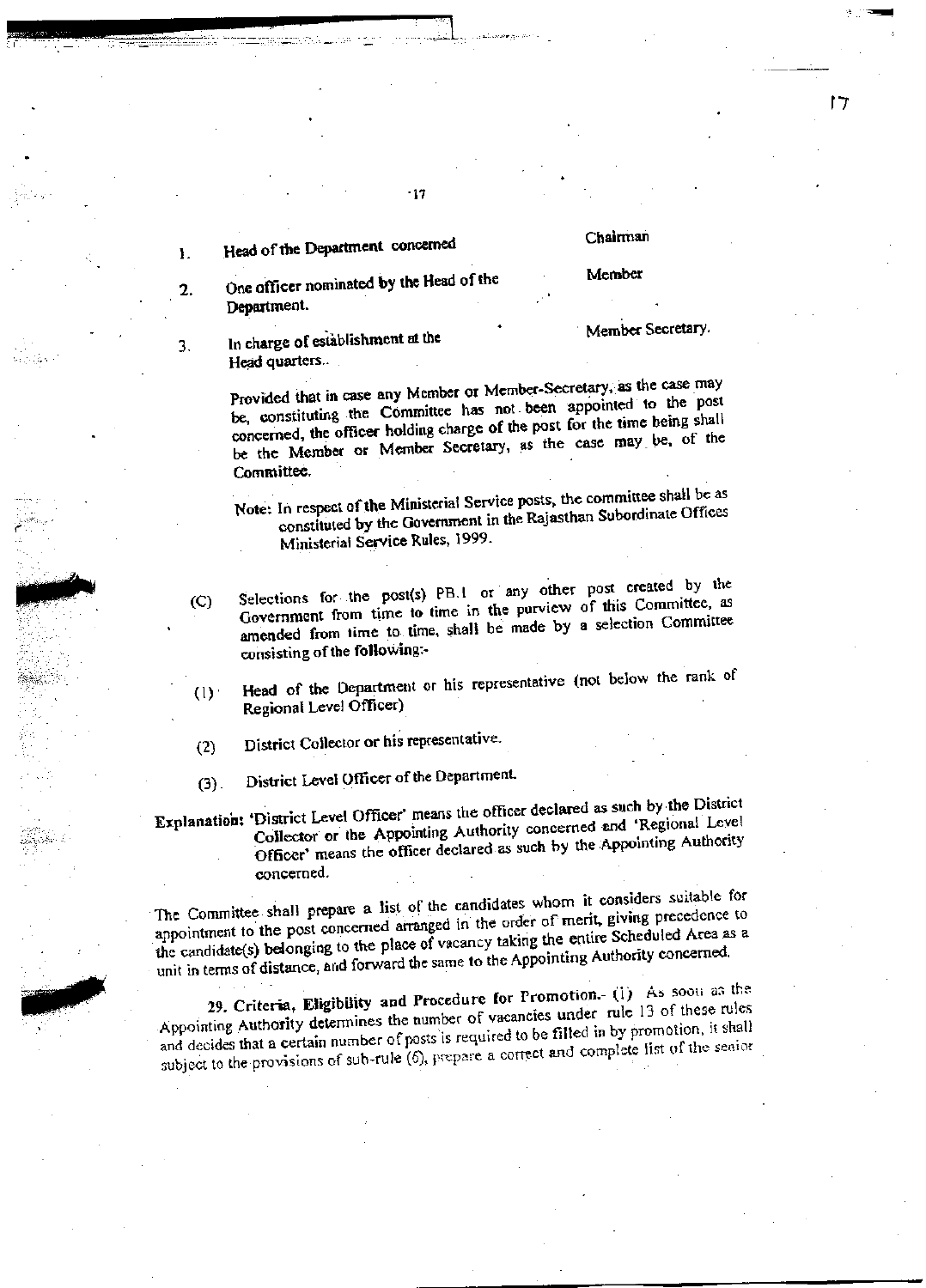| | | |
|---|---|---|
| 1. | Head of the Department concerned | Chairman |
| 2. | One officer nominated by the Head of the Department. | Member |
| 3. | In charge of establishment at the Head quarters. | Member Secretary. |

Provided that in case any Member or Member-Secretary, as the case may be, constituting the Committee has not been appointed to the post concerned, the officer holding charge of the post for the time being shall be the Member or Member Secretary, as the case may be, of the Committee.

Note: In respect of the Ministerial Service posts, the committee shall be as constituted by the Government in the Rajasthan Subordinate Offices Ministerial Service Rules, 1999.

(C) Selections for the post(s) PB.I or any other post created by the Government from time to time in the purview of this Committee, as amended from time to time, shall be made by a selection Committee consisting of the following:-

(1) Head of the Department or his representative (not below the rank of Regional Level Officer)

(2) District Collector or his representative.

(3) District Level Officer of the Department.

**Explanation:** 'District Level Officer' means the officer declared as such by the District Collector or the Appointing Authority concerned and 'Regional Level Officer' means the officer declared as such by the Appointing Authority concerned.

The Committee shall prepare a list of the candidates whom it considers suitable for appointment to the post concerned arranged in the order of merit, giving precedence to the candidate(s) belonging to the place of vacancy taking the entire Scheduled Area as a unit in terms of distance, and forward the same to the Appointing Authority concerned.

**29. Criteria, Eligibility and Procedure for Promotion.-** (1) As soon as the Appointing Authority determines the number of vacancies under rule 13 of these rules and decides that a certain number of posts is required to be filled in by promotion, it shall subject to the provisions of sub-rule (6), prepare a correct and complete list of the senior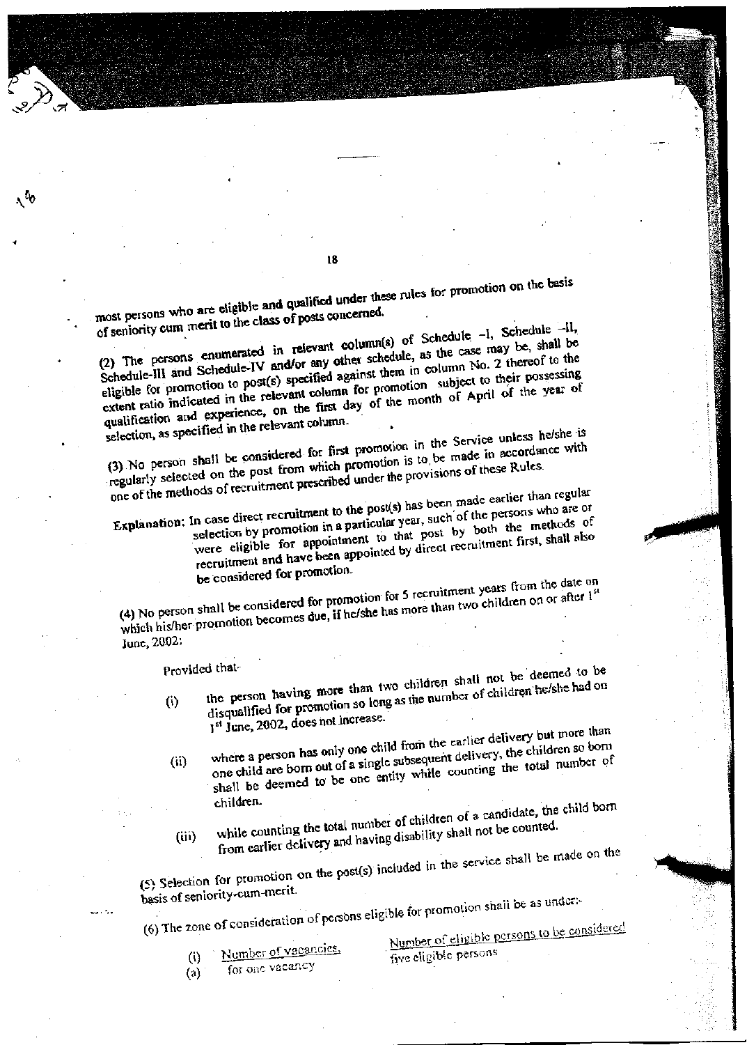most persons who are eligible and qualified under these rules for promotion on the basis of seniority cum merit to the class of posts concerned.

(2) The persons enumerated in relevant column(s) of Schedule –I, Schedule –II, Schedule-III and Schedule-IV and/or any other schedule, as the case may be, shall be eligible for promotion to post(s) specified against them in column No. 2 thereof to the extent ratio indicated in the relevant column for promotion subject to their possessing qualification and experience, on the first day of the month of April of the year of selection, as specified in the relevant column.

(3) No person shall be considered for first promotion in the Service unless he/she is regularly selected on the post from which promotion is to be made in accordance with one of the methods of recruitment prescribed under the provisions of these Rules.

**Explanation:** In case direct recruitment to the post(s) has been made earlier than regular selection by promotion in a particular year, such of the persons who are or were eligible for appointment to that post by both the methods of recruitment and have been appointed by direct recruitment first, shall also be considered for promotion.

(4) No person shall be considered for promotion for 5 recruitment years from the date on which his/her promotion becomes due, if he/she has more than two children on or after 1st June, 2002:

Provided that-

(i) the person having more than two children shall not be deemed to be disqualified for promotion so long as the number of children he/she had on 1st June, 2002, does not increase.

(ii) where a person has only one child from the earlier delivery but more than one child are born out of a single subsequent delivery, the children so born shall be deemed to be one entity while counting the total number of children.

(iii) while counting the total number of children of a candidate, the child born from earlier delivery and having disability shall not be counted.

(5) Selection for promotion on the post(s) included in the service shall be made on the basis of seniority-cum-merit.

(6) The zone of consideration of persons eligible for promotion shall be as under:-

| (i) <u>Number of vacancies.</u> | <u>Number of eligible persons to be considered</u> |
|---|---|
| (a) for one vacancy | five eligible persons |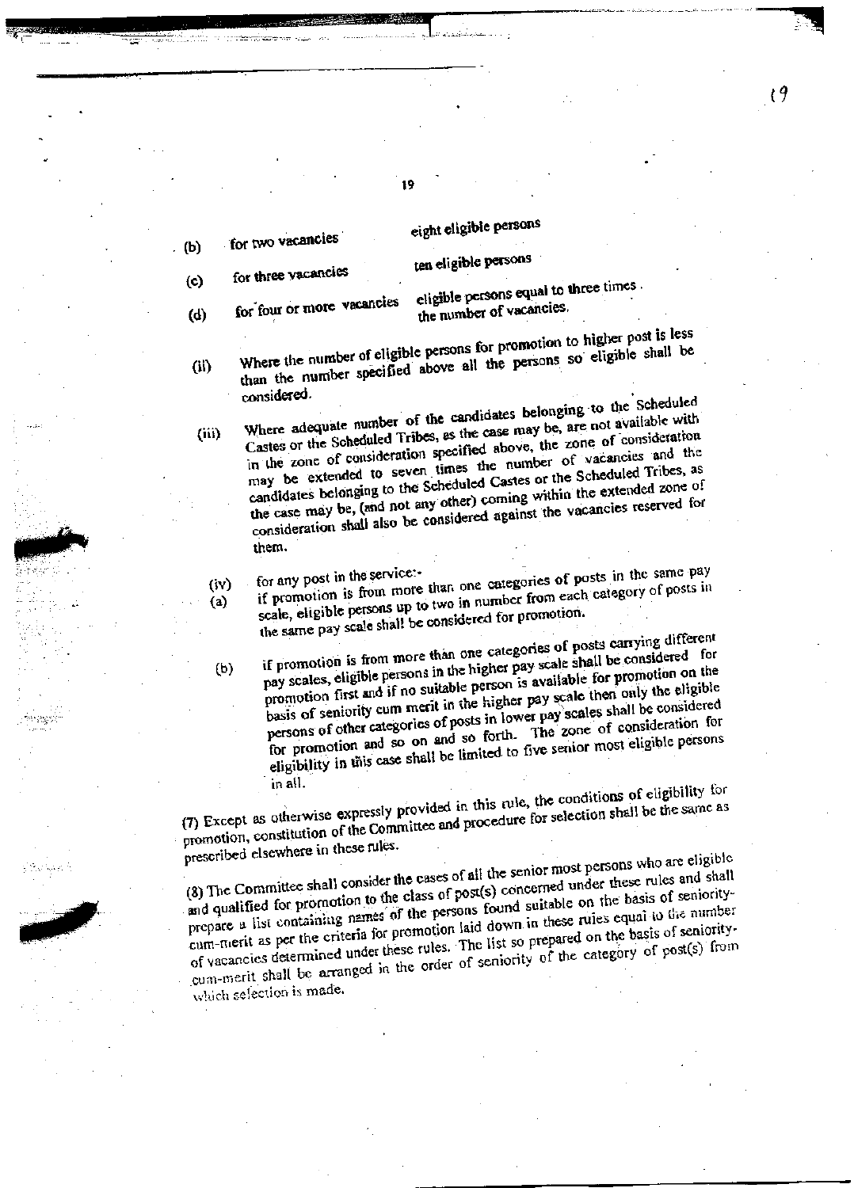(b) for two vacancies — eight eligible persons

(c) for three vacancies — ten eligible persons

(d) for four or more vacancies — eligible persons equal to three times the number of vacancies.

(ii) Where the number of eligible persons for promotion to higher post is less than the number specified above all the persons so eligible shall be considered.

(iii) Where adequate number of the candidates belonging to the Scheduled Castes or the Scheduled Tribes, as the case may be, are not available with in the zone of consideration specified above, the zone of consideration may be extended to seven times the number of vacancies and the candidates belonging to the Scheduled Castes or the Scheduled Tribes, as the case may be, (and not any other) coming within the extended zone of consideration shall also be considered against the vacancies reserved for them.

(iv) for any post in the service:-

(a) if promotion is from more than one categories of posts in the same pay scale, eligible persons up to two in number from each category of posts in the same pay scale shall be considered for promotion.

(b) if promotion is from more than one categories of posts carrying different pay scales, eligible persons in the higher pay scale shall be considered for promotion first and if no suitable person is available for promotion on the basis of seniority cum merit in the higher pay scale then only the eligible persons of other categories of posts in lower pay scales shall be considered for promotion and so on and so forth. The zone of consideration for eligibility in this case shall be limited to five senior most eligible persons in all.

(7) Except as otherwise expressly provided in this rule, the conditions of eligibility for promotion, constitution of the Committee and procedure for selection shall be the same as prescribed elsewhere in these rules.

(8) The Committee shall consider the cases of all the senior most persons who are eligible and qualified for promotion to the class of post(s) concerned under these rules and shall prepare a list containing names of the persons found suitable on the basis of seniority-cum-merit as per the criteria for promotion laid down in these rules equal to the number of vacancies determined under these rules. The list so prepared on the basis of seniority-cum-merit shall be arranged in the order of seniority of the category of post(s) from which selection is made.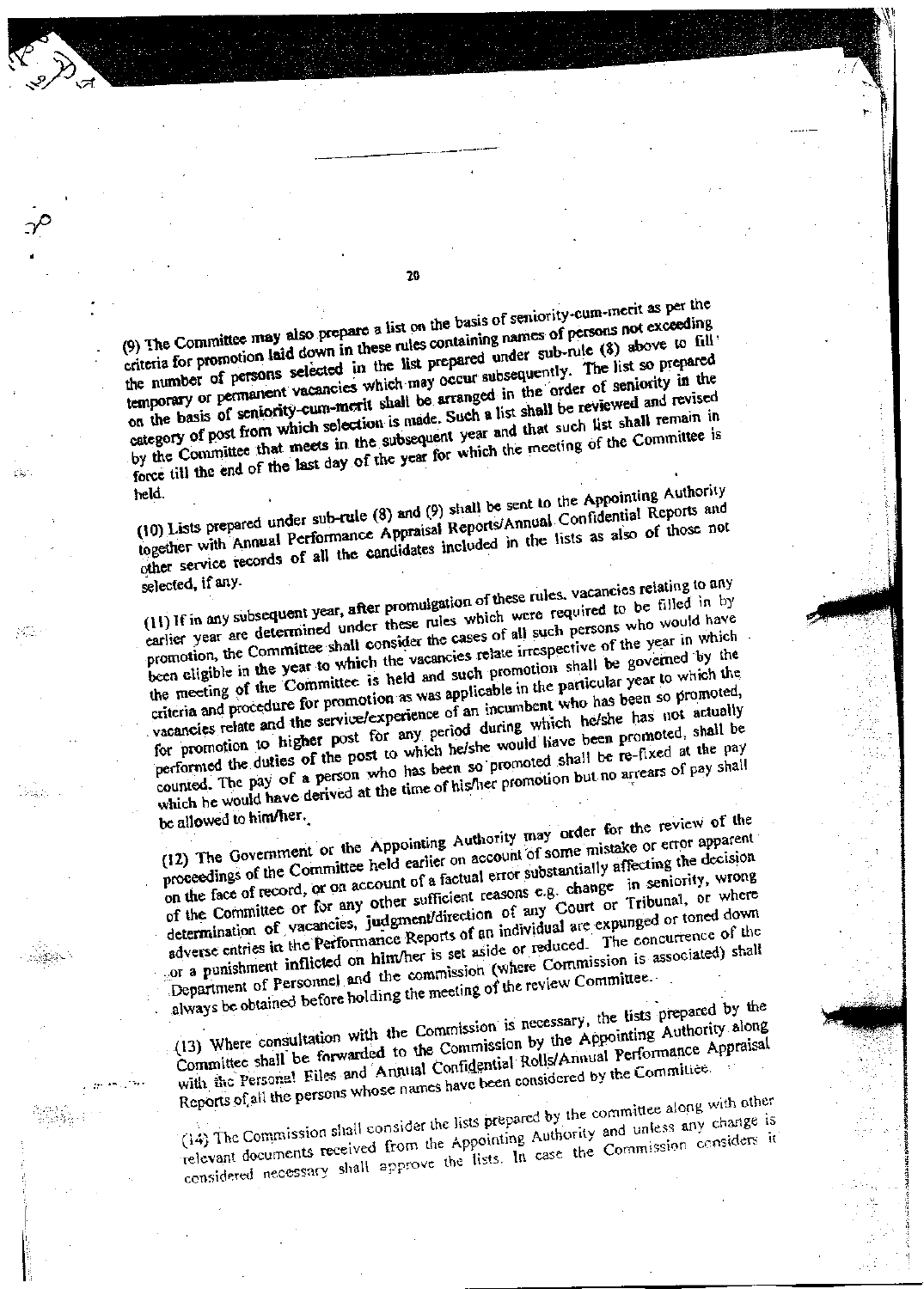(9) The Committee may also prepare a list on the basis of seniority-cum-merit as per the criteria for promotion laid down in these rules containing names of persons not exceeding the number of persons selected in the list prepared under sub-rule (8) above to fill temporary or permanent vacancies which may occur subsequently. The list so prepared on the basis of seniority-cum-merit shall be arranged in the order of seniority in the category of post from which selection is made. Such a list shall be reviewed and revised by the Committee that meets in the subsequent year and that such list shall remain in force till the end of the last day of the year for which the meeting of the Committee is held.

(10) Lists prepared under sub-rule (8) and (9) shall be sent to the Appointing Authority together with Annual Performance Appraisal Reports/Annual Confidential Reports and other service records of all the candidates included in the lists as also of those not selected, if any.

(11) If in any subsequent year, after promulgation of these rules, vacancies relating to any earlier year are determined under these rules which were required to be filled in by promotion, the Committee shall consider the cases of all such persons who would have been eligible in the year to which the vacancies relate irrespective of the year in which the meeting of the Committee is held and such promotion shall be governed by the criteria and procedure for promotion as was applicable in the particular year to which the vacancies relate and the service/experience of an incumbent who has been so promoted, for promotion to higher post for any period during which he/she has not actually performed the duties of the post to which he/she would have been promoted, shall be counted. The pay of a person who has been so promoted shall be re-fixed at the pay which he would have derived at the time of his/her promotion but no arrears of pay shall be allowed to him/her.

(12) The Government or the Appointing Authority may order for the review of the proceedings of the Committee held earlier on account of some mistake or error apparent on the face of record, or on account of a factual error substantially affecting the decision of the Committee or for any other sufficient reasons e.g. change in seniority, wrong determination of vacancies, judgment/direction of any Court or Tribunal, or where adverse entries in the Performance Reports of an individual are expunged or toned down or a punishment inflicted on him/her is set aside or reduced. The concurrence of the Department of Personnel and the commission (where Commission is associated) shall always be obtained before holding the meeting of the review Committee.

(13) Where consultation with the Commission is necessary, the lists prepared by the Committee shall be forwarded to the Commission by the Appointing Authority along with the Personal Files and Annual Confidential Rolls/Annual Performance Appraisal Reports of all the persons whose names have been considered by the Committee.

(14) The Commission shall consider the lists prepared by the committee along with other relevant documents received from the Appointing Authority and unless any change is considered necessary shall approve the lists. In case the Commission considers it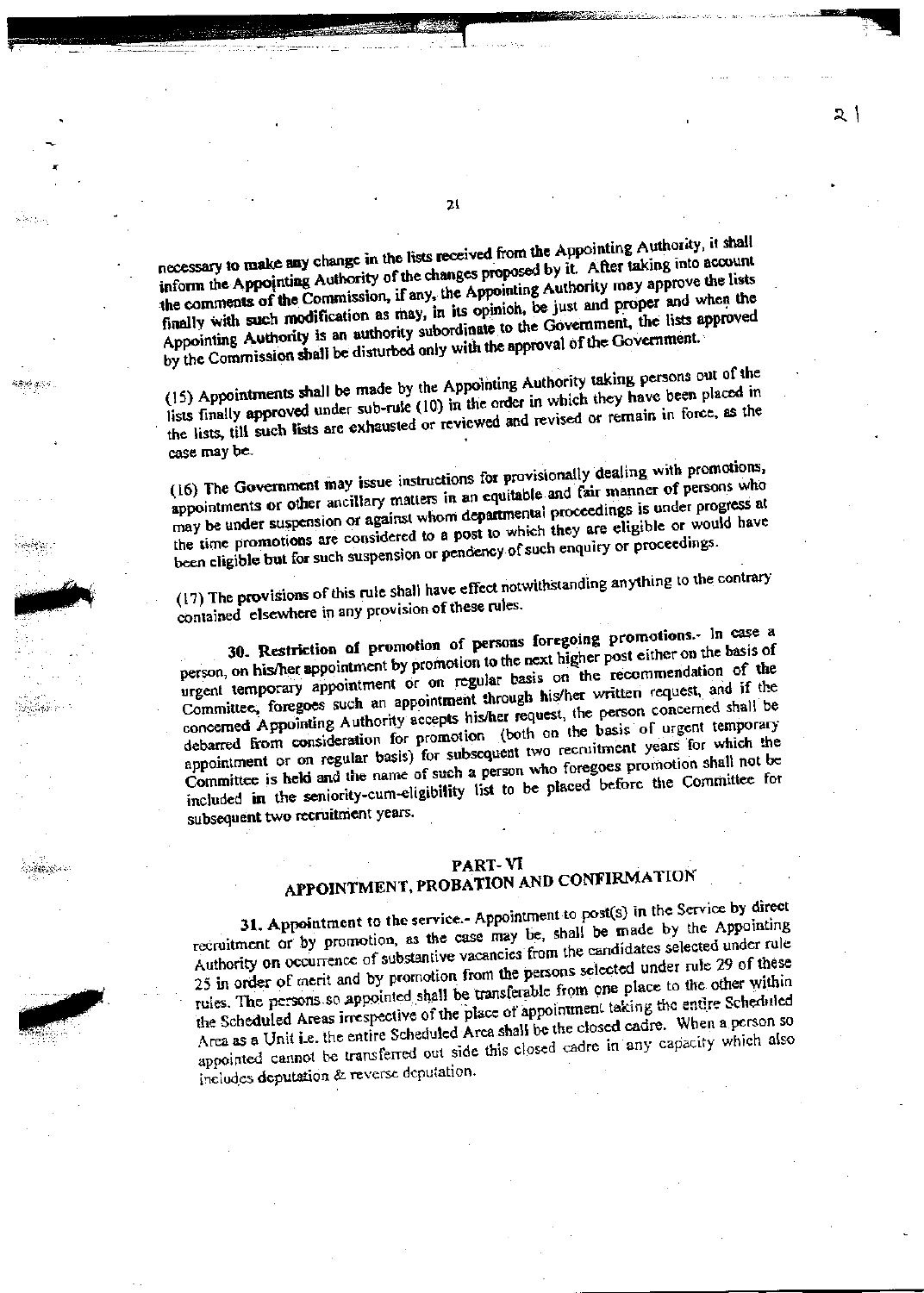necessary to make any change in the lists received from the Appointing Authority, it shall inform the Appointing Authority of the changes proposed by it. After taking into account the comments of the Commission, if any, the Appointing Authority may approve the lists finally with such modification as may, in its opinion, be just and proper and when the Appointing Authority is an authority subordinate to the Government, the lists approved by the Commission shall be disturbed only with the approval of the Government.

(15) Appointments shall be made by the Appointing Authority taking persons out of the lists finally approved under sub-rule (10) in the order in which they have been placed in the lists, till such lists are exhausted or reviewed and revised or remain in force, as the case may be.

(16) The Government may issue instructions for provisionally dealing with promotions, appointments or other ancillary matters in an equitable and fair manner of persons who may be under suspension or against whom departmental proceedings is under progress at the time promotions are considered to a post to which they are eligible or would have been eligible but for such suspension or pendency of such enquiry or proceedings.

(17) The provisions of this rule shall have effect notwithstanding anything to the contrary contained elsewhere in any provision of these rules.

**30. Restriction of promotion of persons foregoing promotions.**- In case a person, on his/her appointment by promotion to the next higher post either on the basis of urgent temporary appointment or on regular basis on the recommendation of the Committee, foregoes such an appointment through his/her written request, and if the concerned Appointing Authority accepts his/her request, the person concerned shall be debarred from consideration for promotion (both on the basis of urgent temporary appointment or on regular basis) for subsequent two recruitment years for which the Committee is held and the name of such a person who foregoes promotion shall not be included in the seniority-cum-eligibility list to be placed before the Committee for subsequent two recruitment years.

## PART- VI
## APPOINTMENT, PROBATION AND CONFIRMATION

**31. Appointment to the service.**- Appointment to post(s) in the Service by direct recruitment or by promotion, as the case may be, shall be made by the Appointing Authority on occurrence of substantive vacancies from the candidates selected under rule 25 in order of merit and by promotion from the persons selected under rule 29 of these rules. The persons so appointed shall be transferable from one place to the other within the Scheduled Areas irrespective of the place of appointment taking the entire Scheduled Area as a Unit i.e. the entire Scheduled Area shall be the closed cadre. When a person so appointed cannot be transferred out side this closed cadre in any capacity which also includes deputation & reverse deputation.